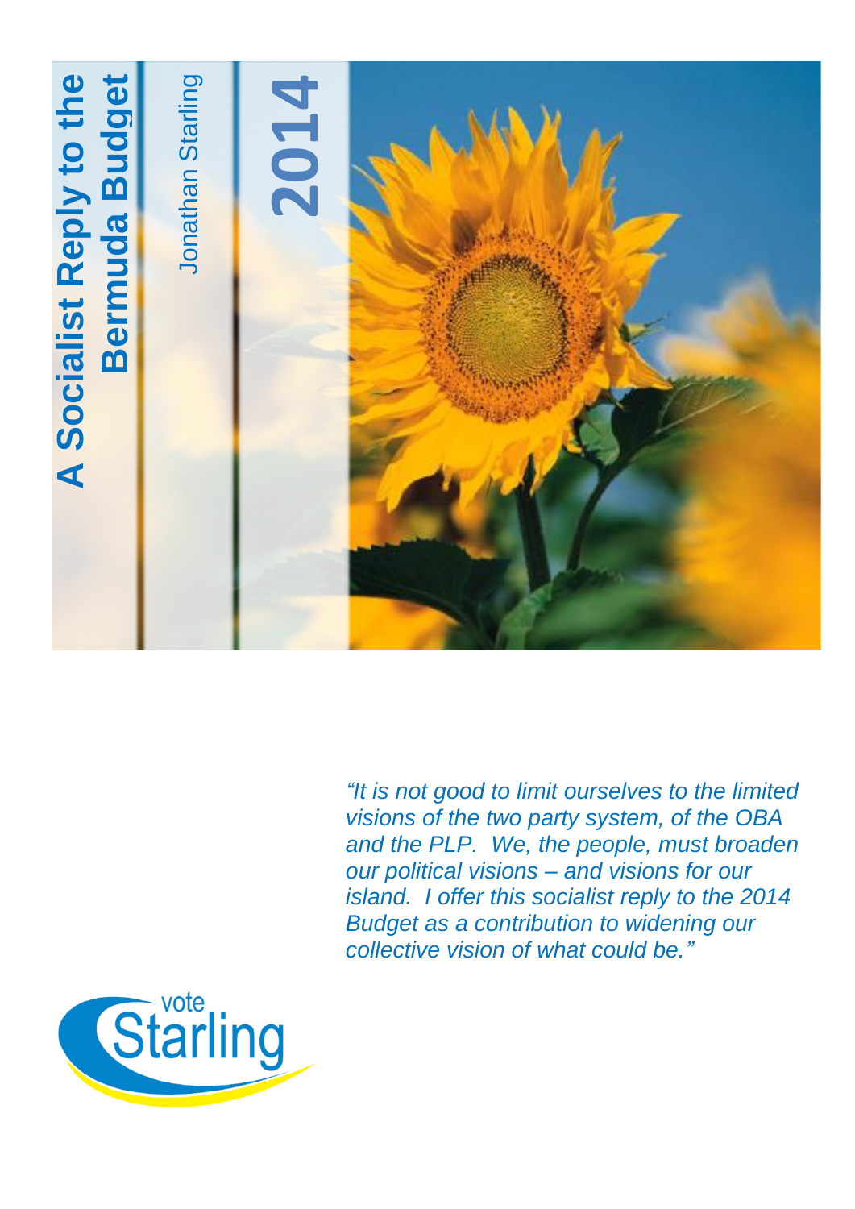# A Socialist Reply to the Bermuda Budget

Jonathan Starling

**2014**

*"It is not good to limit ourselves to the limited visions of the two party system, of the OBA and the PLP. We, the people, must broaden our political visions – and visions for our island. I offer this socialist reply to the 2014 Budget as a contribution to widening our collective vision of what could be."*

vote Starling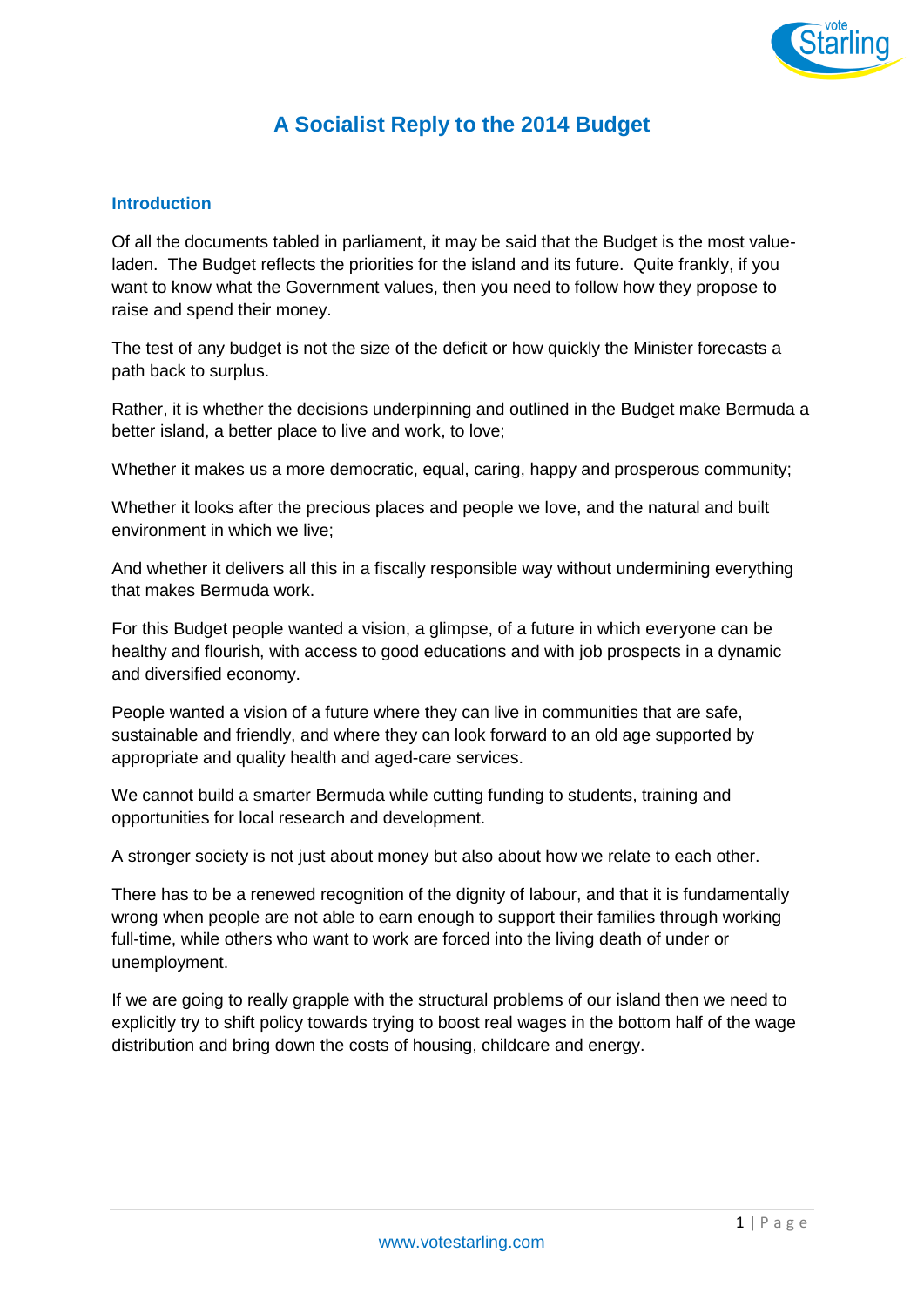# A Socialist Reply to the 2014 Budget

## Introduction

Of all the documents tabled in parliament, it may be said that the Budget is the most value-laden. The Budget reflects the priorities for the island and its future. Quite frankly, if you want to know what the Government values, then you need to follow how they propose to raise and spend their money.

The test of any budget is not the size of the deficit or how quickly the Minister forecasts a path back to surplus.

Rather, it is whether the decisions underpinning and outlined in the Budget make Bermuda a better island, a better place to live and work, to love;

Whether it makes us a more democratic, equal, caring, happy and prosperous community;

Whether it looks after the precious places and people we love, and the natural and built environment in which we live;

And whether it delivers all this in a fiscally responsible way without undermining everything that makes Bermuda work.

For this Budget people wanted a vision, a glimpse, of a future in which everyone can be healthy and flourish, with access to good educations and with job prospects in a dynamic and diversified economy.

People wanted a vision of a future where they can live in communities that are safe, sustainable and friendly, and where they can look forward to an old age supported by appropriate and quality health and aged-care services.

We cannot build a smarter Bermuda while cutting funding to students, training and opportunities for local research and development.

A stronger society is not just about money but also about how we relate to each other.

There has to be a renewed recognition of the dignity of labour, and that it is fundamentally wrong when people are not able to earn enough to support their families through working full-time, while others who want to work are forced into the living death of under or unemployment.

If we are going to really grapple with the structural problems of our island then we need to explicitly try to shift policy towards trying to boost real wages in the bottom half of the wage distribution and bring down the costs of housing, childcare and energy.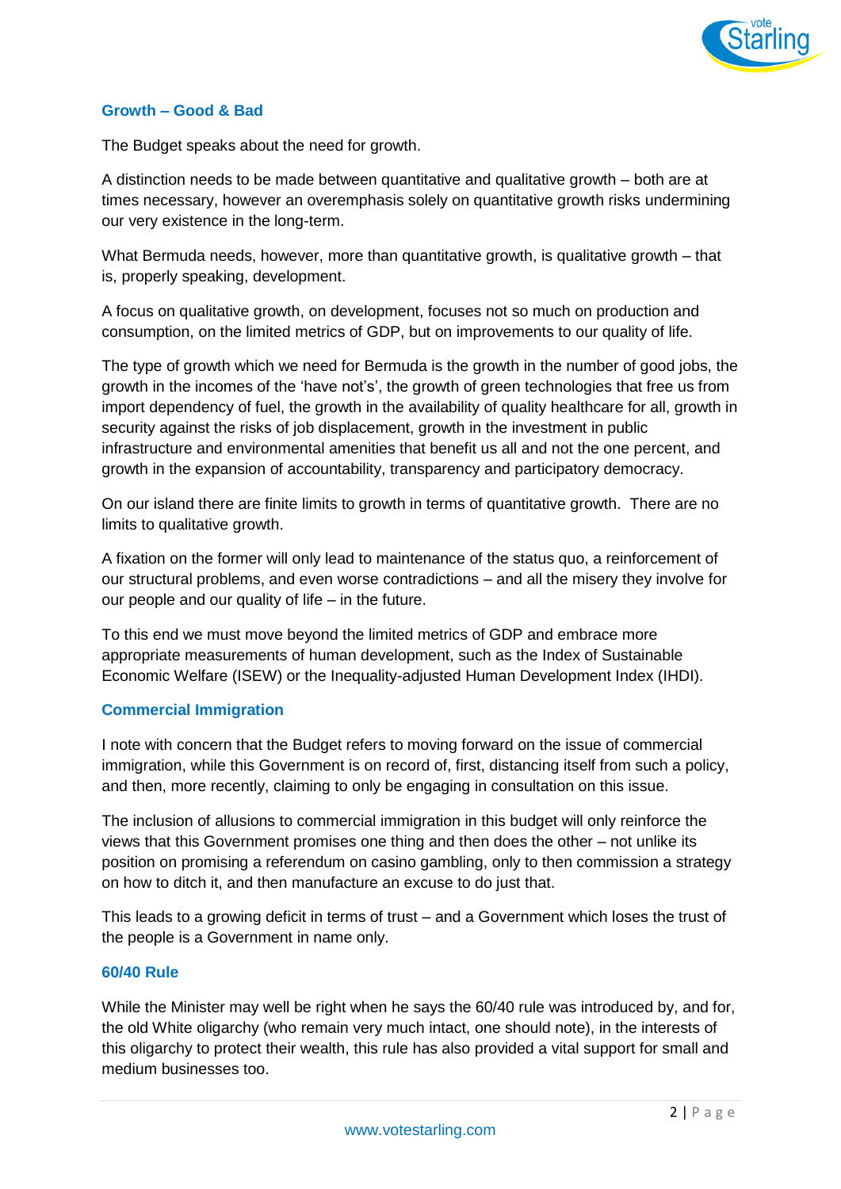## Growth – Good & Bad

The Budget speaks about the need for growth.

A distinction needs to be made between quantitative and qualitative growth – both are at times necessary, however an overemphasis solely on quantitative growth risks undermining our very existence in the long-term.

What Bermuda needs, however, more than quantitative growth, is qualitative growth – that is, properly speaking, development.

A focus on qualitative growth, on development, focuses not so much on production and consumption, on the limited metrics of GDP, but on improvements to our quality of life.

The type of growth which we need for Bermuda is the growth in the number of good jobs, the growth in the incomes of the 'have not's', the growth of green technologies that free us from import dependency of fuel, the growth in the availability of quality healthcare for all, growth in security against the risks of job displacement, growth in the investment in public infrastructure and environmental amenities that benefit us all and not the one percent, and growth in the expansion of accountability, transparency and participatory democracy.

On our island there are finite limits to growth in terms of quantitative growth. There are no limits to qualitative growth.

A fixation on the former will only lead to maintenance of the status quo, a reinforcement of our structural problems, and even worse contradictions – and all the misery they involve for our people and our quality of life – in the future.

To this end we must move beyond the limited metrics of GDP and embrace more appropriate measurements of human development, such as the Index of Sustainable Economic Welfare (ISEW) or the Inequality-adjusted Human Development Index (IHDI).

## Commercial Immigration

I note with concern that the Budget refers to moving forward on the issue of commercial immigration, while this Government is on record of, first, distancing itself from such a policy, and then, more recently, claiming to only be engaging in consultation on this issue.

The inclusion of allusions to commercial immigration in this budget will only reinforce the views that this Government promises one thing and then does the other – not unlike its position on promising a referendum on casino gambling, only to then commission a strategy on how to ditch it, and then manufacture an excuse to do just that.

This leads to a growing deficit in terms of trust – and a Government which loses the trust of the people is a Government in name only.

## 60/40 Rule

While the Minister may well be right when he says the 60/40 rule was introduced by, and for, the old White oligarchy (who remain very much intact, one should note), in the interests of this oligarchy to protect their wealth, this rule has also provided a vital support for small and medium businesses too.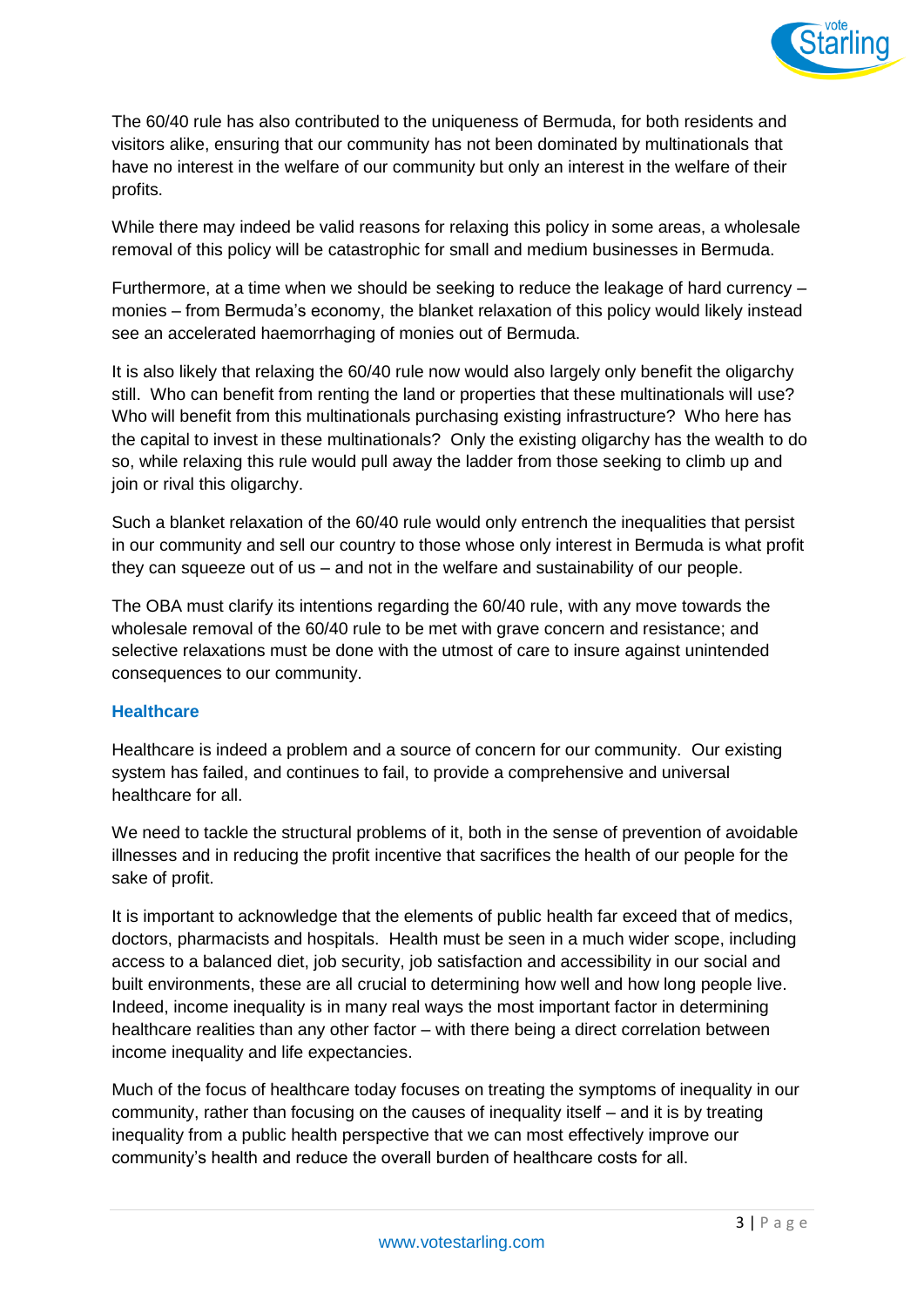The 60/40 rule has also contributed to the uniqueness of Bermuda, for both residents and visitors alike, ensuring that our community has not been dominated by multinationals that have no interest in the welfare of our community but only an interest in the welfare of their profits.

While there may indeed be valid reasons for relaxing this policy in some areas, a wholesale removal of this policy will be catastrophic for small and medium businesses in Bermuda.

Furthermore, at a time when we should be seeking to reduce the leakage of hard currency – monies – from Bermuda's economy, the blanket relaxation of this policy would likely instead see an accelerated haemorrhaging of monies out of Bermuda.

It is also likely that relaxing the 60/40 rule now would also largely only benefit the oligarchy still. Who can benefit from renting the land or properties that these multinationals will use? Who will benefit from this multinationals purchasing existing infrastructure? Who here has the capital to invest in these multinationals? Only the existing oligarchy has the wealth to do so, while relaxing this rule would pull away the ladder from those seeking to climb up and join or rival this oligarchy.

Such a blanket relaxation of the 60/40 rule would only entrench the inequalities that persist in our community and sell our country to those whose only interest in Bermuda is what profit they can squeeze out of us – and not in the welfare and sustainability of our people.

The OBA must clarify its intentions regarding the 60/40 rule, with any move towards the wholesale removal of the 60/40 rule to be met with grave concern and resistance; and selective relaxations must be done with the utmost of care to insure against unintended consequences to our community.

### Healthcare

Healthcare is indeed a problem and a source of concern for our community. Our existing system has failed, and continues to fail, to provide a comprehensive and universal healthcare for all.

We need to tackle the structural problems of it, both in the sense of prevention of avoidable illnesses and in reducing the profit incentive that sacrifices the health of our people for the sake of profit.

It is important to acknowledge that the elements of public health far exceed that of medics, doctors, pharmacists and hospitals. Health must be seen in a much wider scope, including access to a balanced diet, job security, job satisfaction and accessibility in our social and built environments, these are all crucial to determining how well and how long people live. Indeed, income inequality is in many real ways the most important factor in determining healthcare realities than any other factor – with there being a direct correlation between income inequality and life expectancies.

Much of the focus of healthcare today focuses on treating the symptoms of inequality in our community, rather than focusing on the causes of inequality itself – and it is by treating inequality from a public health perspective that we can most effectively improve our community's health and reduce the overall burden of healthcare costs for all.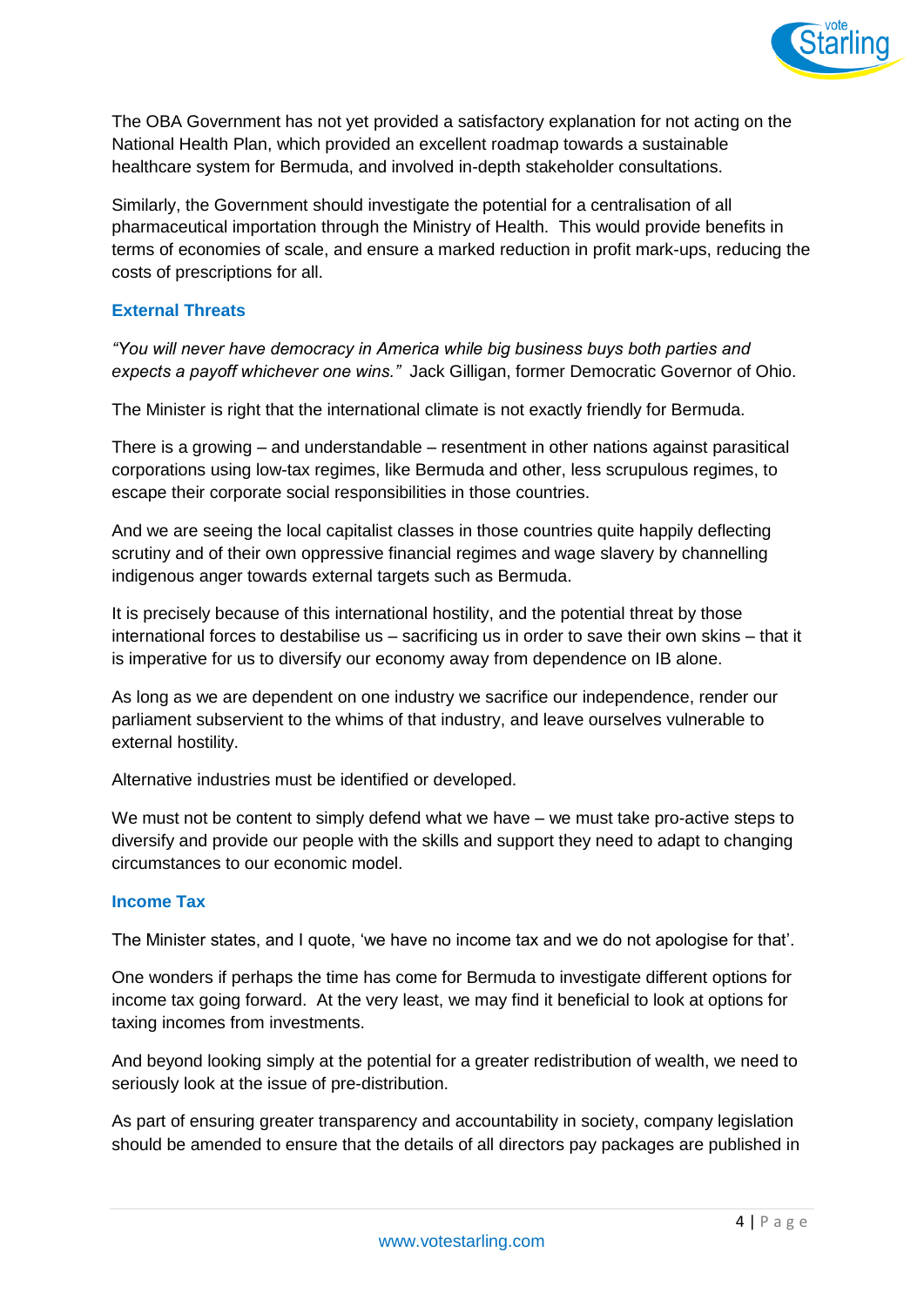The OBA Government has not yet provided a satisfactory explanation for not acting on the National Health Plan, which provided an excellent roadmap towards a sustainable healthcare system for Bermuda, and involved in-depth stakeholder consultations.

Similarly, the Government should investigate the potential for a centralisation of all pharmaceutical importation through the Ministry of Health. This would provide benefits in terms of economies of scale, and ensure a marked reduction in profit mark-ups, reducing the costs of prescriptions for all.

### External Threats

*"You will never have democracy in America while big business buys both parties and expects a payoff whichever one wins."* Jack Gilligan, former Democratic Governor of Ohio.

The Minister is right that the international climate is not exactly friendly for Bermuda.

There is a growing – and understandable – resentment in other nations against parasitical corporations using low-tax regimes, like Bermuda and other, less scrupulous regimes, to escape their corporate social responsibilities in those countries.

And we are seeing the local capitalist classes in those countries quite happily deflecting scrutiny and of their own oppressive financial regimes and wage slavery by channelling indigenous anger towards external targets such as Bermuda.

It is precisely because of this international hostility, and the potential threat by those international forces to destabilise us – sacrificing us in order to save their own skins – that it is imperative for us to diversify our economy away from dependence on IB alone.

As long as we are dependent on one industry we sacrifice our independence, render our parliament subservient to the whims of that industry, and leave ourselves vulnerable to external hostility.

Alternative industries must be identified or developed.

We must not be content to simply defend what we have – we must take pro-active steps to diversify and provide our people with the skills and support they need to adapt to changing circumstances to our economic model.

### Income Tax

The Minister states, and I quote, 'we have no income tax and we do not apologise for that'.

One wonders if perhaps the time has come for Bermuda to investigate different options for income tax going forward. At the very least, we may find it beneficial to look at options for taxing incomes from investments.

And beyond looking simply at the potential for a greater redistribution of wealth, we need to seriously look at the issue of pre-distribution.

As part of ensuring greater transparency and accountability in society, company legislation should be amended to ensure that the details of all directors pay packages are published in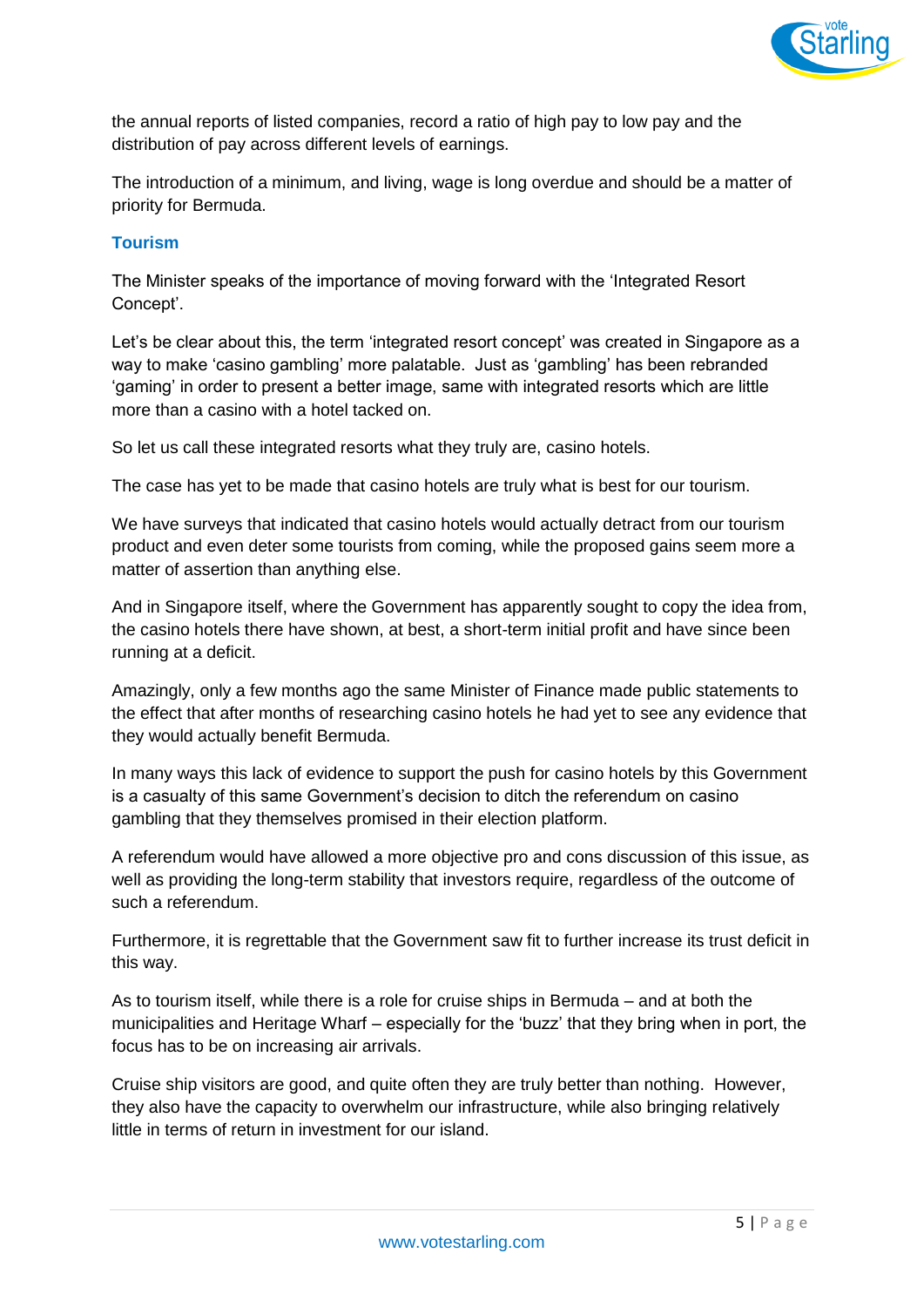the annual reports of listed companies, record a ratio of high pay to low pay and the distribution of pay across different levels of earnings.

The introduction of a minimum, and living, wage is long overdue and should be a matter of priority for Bermuda.

### Tourism

The Minister speaks of the importance of moving forward with the 'Integrated Resort Concept'.

Let's be clear about this, the term 'integrated resort concept' was created in Singapore as a way to make 'casino gambling' more palatable. Just as 'gambling' has been rebranded 'gaming' in order to present a better image, same with integrated resorts which are little more than a casino with a hotel tacked on.

So let us call these integrated resorts what they truly are, casino hotels.

The case has yet to be made that casino hotels are truly what is best for our tourism.

We have surveys that indicated that casino hotels would actually detract from our tourism product and even deter some tourists from coming, while the proposed gains seem more a matter of assertion than anything else.

And in Singapore itself, where the Government has apparently sought to copy the idea from, the casino hotels there have shown, at best, a short-term initial profit and have since been running at a deficit.

Amazingly, only a few months ago the same Minister of Finance made public statements to the effect that after months of researching casino hotels he had yet to see any evidence that they would actually benefit Bermuda.

In many ways this lack of evidence to support the push for casino hotels by this Government is a casualty of this same Government's decision to ditch the referendum on casino gambling that they themselves promised in their election platform.

A referendum would have allowed a more objective pro and cons discussion of this issue, as well as providing the long-term stability that investors require, regardless of the outcome of such a referendum.

Furthermore, it is regrettable that the Government saw fit to further increase its trust deficit in this way.

As to tourism itself, while there is a role for cruise ships in Bermuda – and at both the municipalities and Heritage Wharf – especially for the 'buzz' that they bring when in port, the focus has to be on increasing air arrivals.

Cruise ship visitors are good, and quite often they are truly better than nothing. However, they also have the capacity to overwhelm our infrastructure, while also bringing relatively little in terms of return in investment for our island.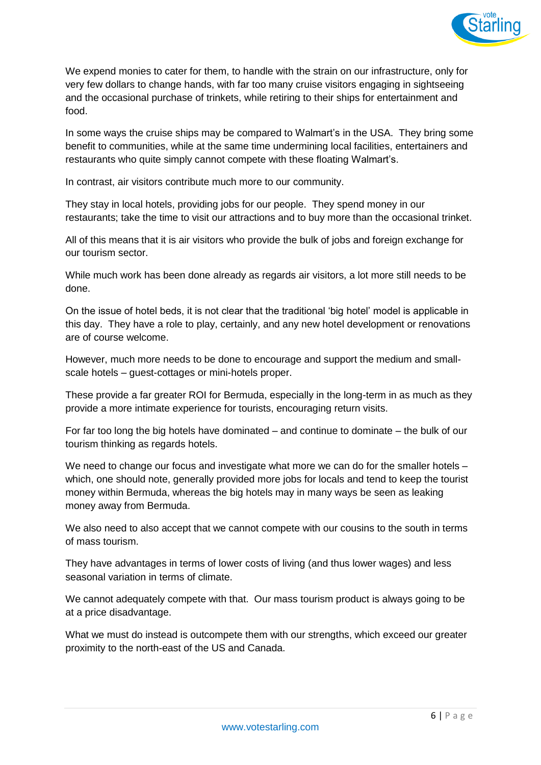We expend monies to cater for them, to handle with the strain on our infrastructure, only for very few dollars to change hands, with far too many cruise visitors engaging in sightseeing and the occasional purchase of trinkets, while retiring to their ships for entertainment and food.

In some ways the cruise ships may be compared to Walmart's in the USA. They bring some benefit to communities, while at the same time undermining local facilities, entertainers and restaurants who quite simply cannot compete with these floating Walmart's.

In contrast, air visitors contribute much more to our community.

They stay in local hotels, providing jobs for our people. They spend money in our restaurants; take the time to visit our attractions and to buy more than the occasional trinket.

All of this means that it is air visitors who provide the bulk of jobs and foreign exchange for our tourism sector.

While much work has been done already as regards air visitors, a lot more still needs to be done.

On the issue of hotel beds, it is not clear that the traditional 'big hotel' model is applicable in this day. They have a role to play, certainly, and any new hotel development or renovations are of course welcome.

However, much more needs to be done to encourage and support the medium and small-scale hotels – guest-cottages or mini-hotels proper.

These provide a far greater ROI for Bermuda, especially in the long-term in as much as they provide a more intimate experience for tourists, encouraging return visits.

For far too long the big hotels have dominated – and continue to dominate – the bulk of our tourism thinking as regards hotels.

We need to change our focus and investigate what more we can do for the smaller hotels – which, one should note, generally provided more jobs for locals and tend to keep the tourist money within Bermuda, whereas the big hotels may in many ways be seen as leaking money away from Bermuda.

We also need to also accept that we cannot compete with our cousins to the south in terms of mass tourism.

They have advantages in terms of lower costs of living (and thus lower wages) and less seasonal variation in terms of climate.

We cannot adequately compete with that. Our mass tourism product is always going to be at a price disadvantage.

What we must do instead is outcompete them with our strengths, which exceed our greater proximity to the north-east of the US and Canada.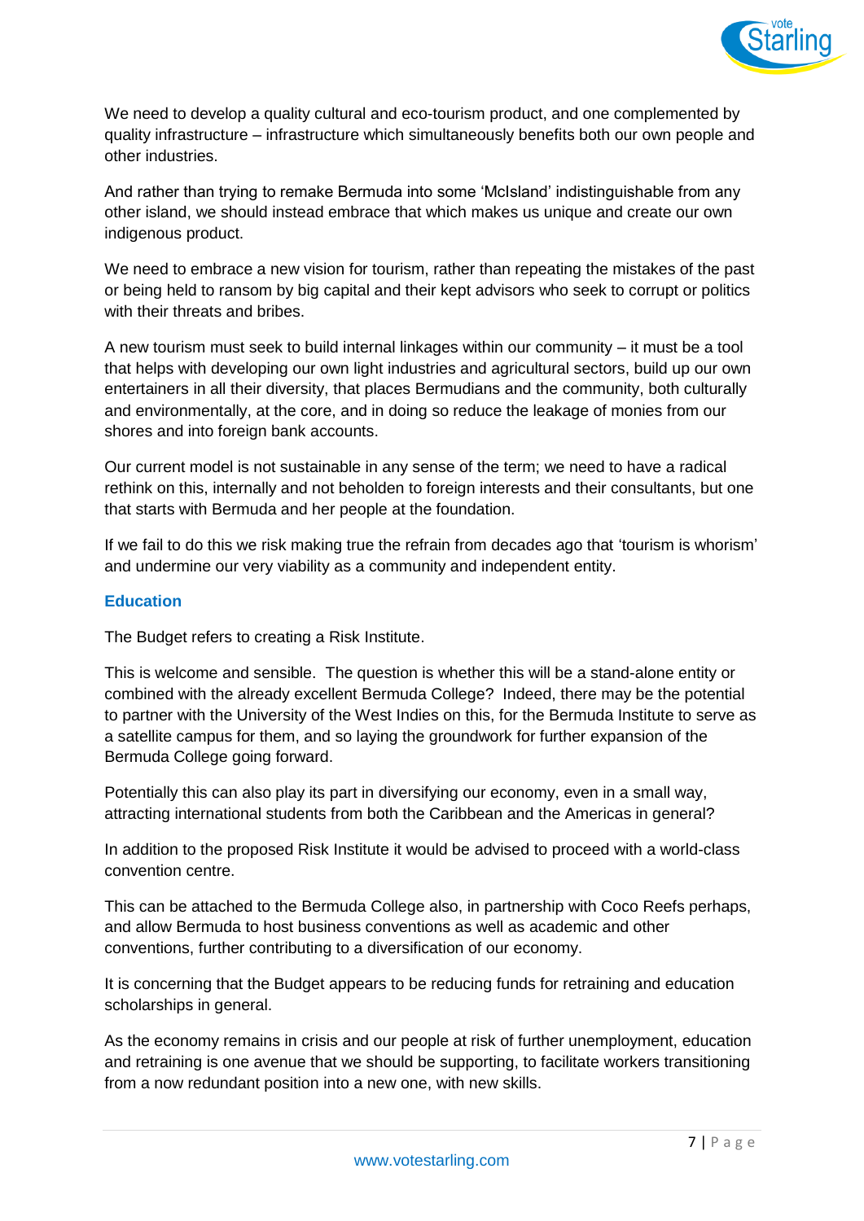We need to develop a quality cultural and eco-tourism product, and one complemented by quality infrastructure – infrastructure which simultaneously benefits both our own people and other industries.

And rather than trying to remake Bermuda into some 'McIsland' indistinguishable from any other island, we should instead embrace that which makes us unique and create our own indigenous product.

We need to embrace a new vision for tourism, rather than repeating the mistakes of the past or being held to ransom by big capital and their kept advisors who seek to corrupt or politics with their threats and bribes.

A new tourism must seek to build internal linkages within our community – it must be a tool that helps with developing our own light industries and agricultural sectors, build up our own entertainers in all their diversity, that places Bermudians and the community, both culturally and environmentally, at the core, and in doing so reduce the leakage of monies from our shores and into foreign bank accounts.

Our current model is not sustainable in any sense of the term; we need to have a radical rethink on this, internally and not beholden to foreign interests and their consultants, but one that starts with Bermuda and her people at the foundation.

If we fail to do this we risk making true the refrain from decades ago that 'tourism is whorism' and undermine our very viability as a community and independent entity.

### Education

The Budget refers to creating a Risk Institute.

This is welcome and sensible. The question is whether this will be a stand-alone entity or combined with the already excellent Bermuda College? Indeed, there may be the potential to partner with the University of the West Indies on this, for the Bermuda Institute to serve as a satellite campus for them, and so laying the groundwork for further expansion of the Bermuda College going forward.

Potentially this can also play its part in diversifying our economy, even in a small way, attracting international students from both the Caribbean and the Americas in general?

In addition to the proposed Risk Institute it would be advised to proceed with a world-class convention centre.

This can be attached to the Bermuda College also, in partnership with Coco Reefs perhaps, and allow Bermuda to host business conventions as well as academic and other conventions, further contributing to a diversification of our economy.

It is concerning that the Budget appears to be reducing funds for retraining and education scholarships in general.

As the economy remains in crisis and our people at risk of further unemployment, education and retraining is one avenue that we should be supporting, to facilitate workers transitioning from a now redundant position into a new one, with new skills.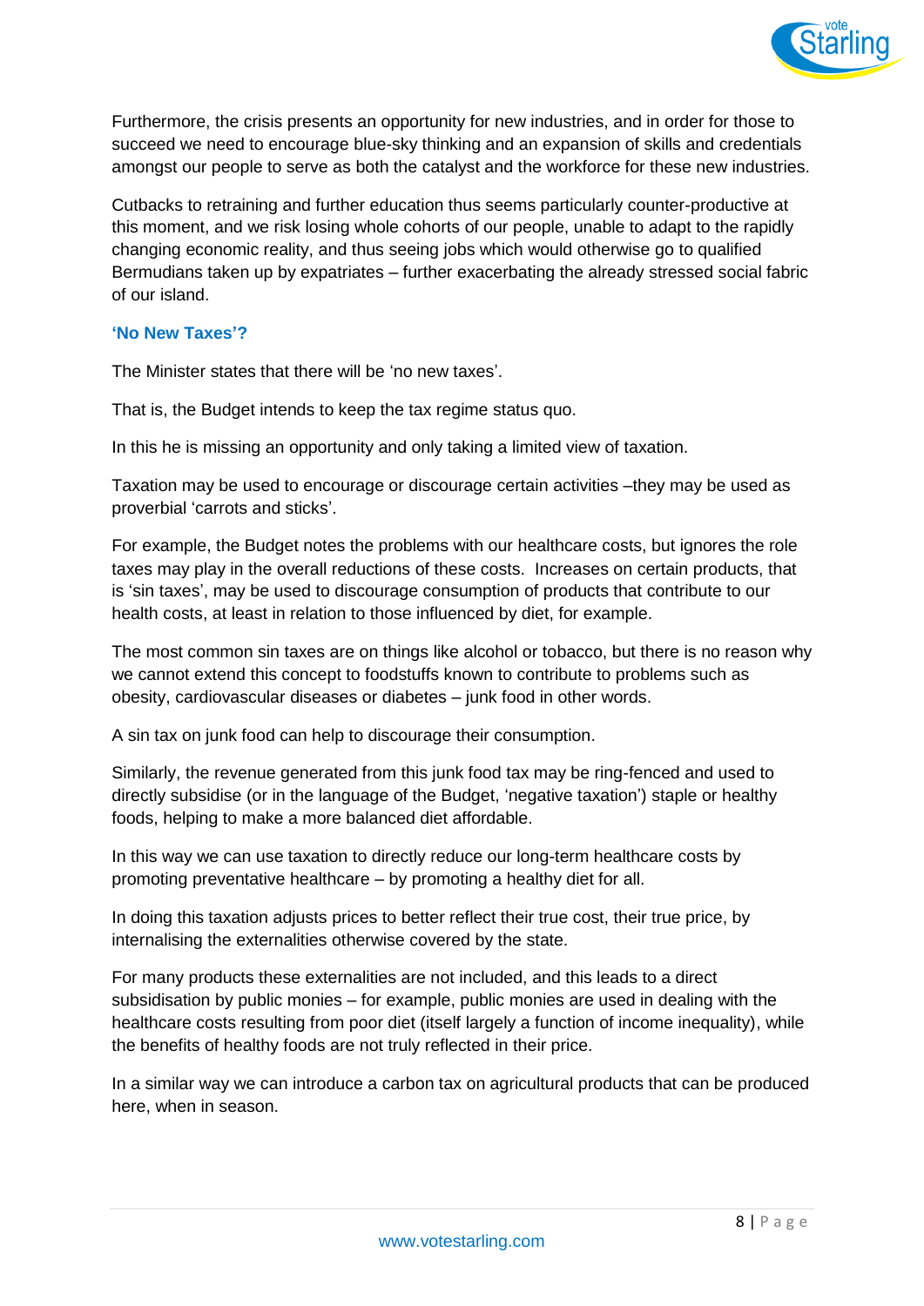Furthermore, the crisis presents an opportunity for new industries, and in order for those to succeed we need to encourage blue-sky thinking and an expansion of skills and credentials amongst our people to serve as both the catalyst and the workforce for these new industries.

Cutbacks to retraining and further education thus seems particularly counter-productive at this moment, and we risk losing whole cohorts of our people, unable to adapt to the rapidly changing economic reality, and thus seeing jobs which would otherwise go to qualified Bermudians taken up by expatriates – further exacerbating the already stressed social fabric of our island.

### 'No New Taxes'?

The Minister states that there will be 'no new taxes'.

That is, the Budget intends to keep the tax regime status quo.

In this he is missing an opportunity and only taking a limited view of taxation.

Taxation may be used to encourage or discourage certain activities –they may be used as proverbial 'carrots and sticks'.

For example, the Budget notes the problems with our healthcare costs, but ignores the role taxes may play in the overall reductions of these costs. Increases on certain products, that is 'sin taxes', may be used to discourage consumption of products that contribute to our health costs, at least in relation to those influenced by diet, for example.

The most common sin taxes are on things like alcohol or tobacco, but there is no reason why we cannot extend this concept to foodstuffs known to contribute to problems such as obesity, cardiovascular diseases or diabetes – junk food in other words.

A sin tax on junk food can help to discourage their consumption.

Similarly, the revenue generated from this junk food tax may be ring-fenced and used to directly subsidise (or in the language of the Budget, 'negative taxation') staple or healthy foods, helping to make a more balanced diet affordable.

In this way we can use taxation to directly reduce our long-term healthcare costs by promoting preventative healthcare – by promoting a healthy diet for all.

In doing this taxation adjusts prices to better reflect their true cost, their true price, by internalising the externalities otherwise covered by the state.

For many products these externalities are not included, and this leads to a direct subsidisation by public monies – for example, public monies are used in dealing with the healthcare costs resulting from poor diet (itself largely a function of income inequality), while the benefits of healthy foods are not truly reflected in their price.

In a similar way we can introduce a carbon tax on agricultural products that can be produced here, when in season.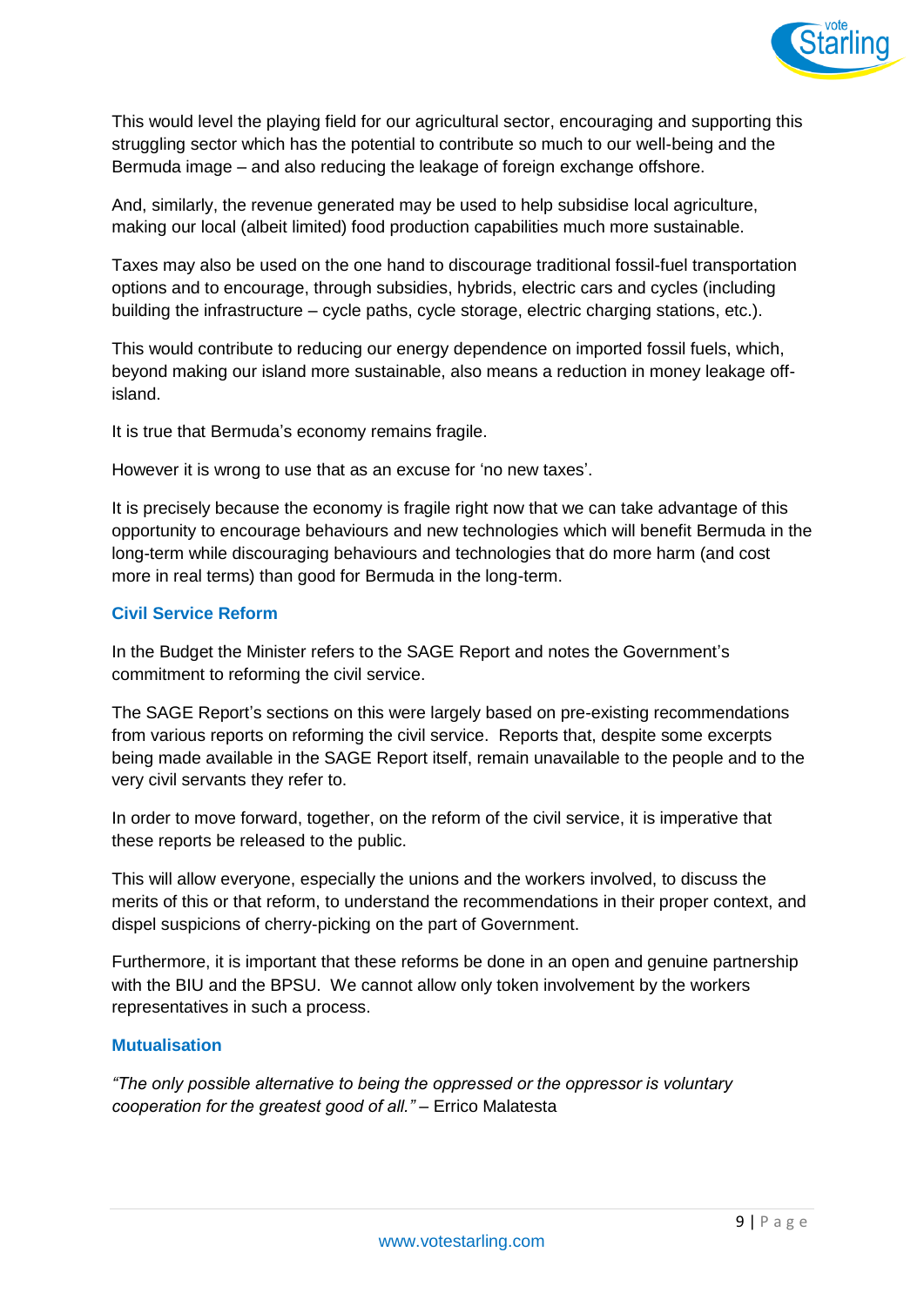This would level the playing field for our agricultural sector, encouraging and supporting this struggling sector which has the potential to contribute so much to our well-being and the Bermuda image – and also reducing the leakage of foreign exchange offshore.

And, similarly, the revenue generated may be used to help subsidise local agriculture, making our local (albeit limited) food production capabilities much more sustainable.

Taxes may also be used on the one hand to discourage traditional fossil-fuel transportation options and to encourage, through subsidies, hybrids, electric cars and cycles (including building the infrastructure – cycle paths, cycle storage, electric charging stations, etc.).

This would contribute to reducing our energy dependence on imported fossil fuels, which, beyond making our island more sustainable, also means a reduction in money leakage off-island.

It is true that Bermuda's economy remains fragile.

However it is wrong to use that as an excuse for 'no new taxes'.

It is precisely because the economy is fragile right now that we can take advantage of this opportunity to encourage behaviours and new technologies which will benefit Bermuda in the long-term while discouraging behaviours and technologies that do more harm (and cost more in real terms) than good for Bermuda in the long-term.

### Civil Service Reform

In the Budget the Minister refers to the SAGE Report and notes the Government's commitment to reforming the civil service.

The SAGE Report's sections on this were largely based on pre-existing recommendations from various reports on reforming the civil service. Reports that, despite some excerpts being made available in the SAGE Report itself, remain unavailable to the people and to the very civil servants they refer to.

In order to move forward, together, on the reform of the civil service, it is imperative that these reports be released to the public.

This will allow everyone, especially the unions and the workers involved, to discuss the merits of this or that reform, to understand the recommendations in their proper context, and dispel suspicions of cherry-picking on the part of Government.

Furthermore, it is important that these reforms be done in an open and genuine partnership with the BIU and the BPSU. We cannot allow only token involvement by the workers representatives in such a process.

### Mutualisation

*"The only possible alternative to being the oppressed or the oppressor is voluntary cooperation for the greatest good of all."* – Errico Malatesta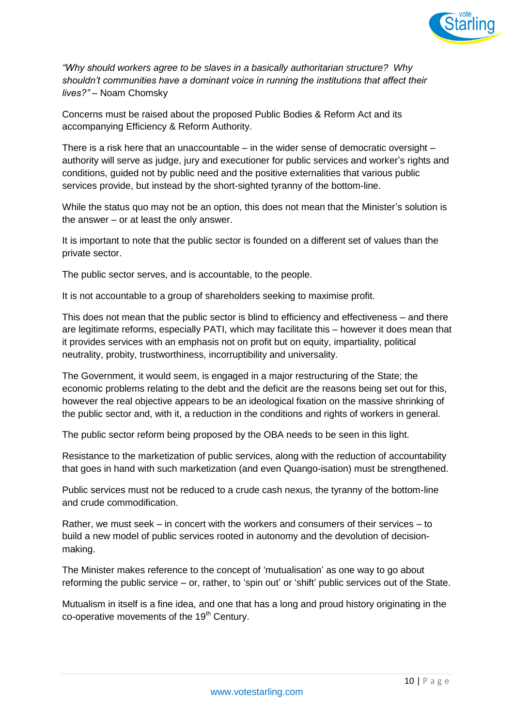*"Why should workers agree to be slaves in a basically authoritarian structure? Why shouldn't communities have a dominant voice in running the institutions that affect their lives?"* – Noam Chomsky

Concerns must be raised about the proposed Public Bodies & Reform Act and its accompanying Efficiency & Reform Authority.

There is a risk here that an unaccountable – in the wider sense of democratic oversight – authority will serve as judge, jury and executioner for public services and worker's rights and conditions, guided not by public need and the positive externalities that various public services provide, but instead by the short-sighted tyranny of the bottom-line.

While the status quo may not be an option, this does not mean that the Minister's solution is the answer – or at least the only answer.

It is important to note that the public sector is founded on a different set of values than the private sector.

The public sector serves, and is accountable, to the people.

It is not accountable to a group of shareholders seeking to maximise profit.

This does not mean that the public sector is blind to efficiency and effectiveness – and there are legitimate reforms, especially PATI, which may facilitate this – however it does mean that it provides services with an emphasis not on profit but on equity, impartiality, political neutrality, probity, trustworthiness, incorruptibility and universality.

The Government, it would seem, is engaged in a major restructuring of the State; the economic problems relating to the debt and the deficit are the reasons being set out for this, however the real objective appears to be an ideological fixation on the massive shrinking of the public sector and, with it, a reduction in the conditions and rights of workers in general.

The public sector reform being proposed by the OBA needs to be seen in this light.

Resistance to the marketization of public services, along with the reduction of accountability that goes in hand with such marketization (and even Quango-isation) must be strengthened.

Public services must not be reduced to a crude cash nexus, the tyranny of the bottom-line and crude commodification.

Rather, we must seek – in concert with the workers and consumers of their services – to build a new model of public services rooted in autonomy and the devolution of decision-making.

The Minister makes reference to the concept of 'mutualisation' as one way to go about reforming the public service – or, rather, to 'spin out' or 'shift' public services out of the State.

Mutualism in itself is a fine idea, and one that has a long and proud history originating in the co-operative movements of the 19th Century.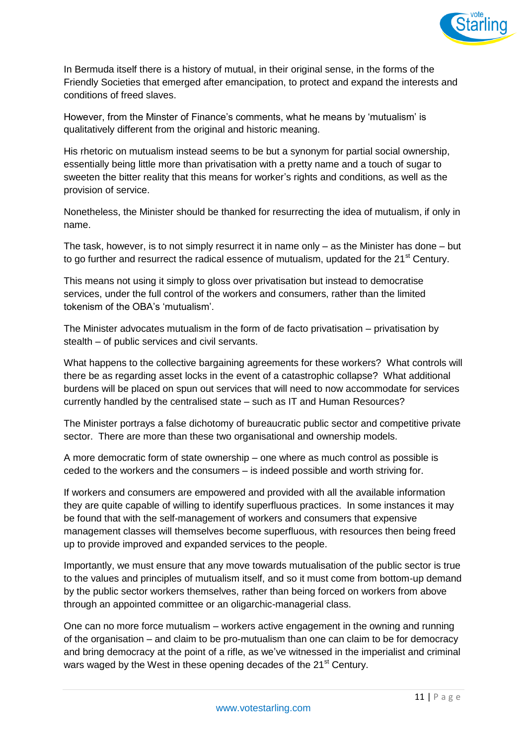In Bermuda itself there is a history of mutual, in their original sense, in the forms of the Friendly Societies that emerged after emancipation, to protect and expand the interests and conditions of freed slaves.

However, from the Minster of Finance's comments, what he means by 'mutualism' is qualitatively different from the original and historic meaning.

His rhetoric on mutualism instead seems to be but a synonym for partial social ownership, essentially being little more than privatisation with a pretty name and a touch of sugar to sweeten the bitter reality that this means for worker's rights and conditions, as well as the provision of service.

Nonetheless, the Minister should be thanked for resurrecting the idea of mutualism, if only in name.

The task, however, is to not simply resurrect it in name only – as the Minister has done – but to go further and resurrect the radical essence of mutualism, updated for the 21st Century.

This means not using it simply to gloss over privatisation but instead to democratise services, under the full control of the workers and consumers, rather than the limited tokenism of the OBA's 'mutualism'.

The Minister advocates mutualism in the form of de facto privatisation – privatisation by stealth – of public services and civil servants.

What happens to the collective bargaining agreements for these workers? What controls will there be as regarding asset locks in the event of a catastrophic collapse? What additional burdens will be placed on spun out services that will need to now accommodate for services currently handled by the centralised state – such as IT and Human Resources?

The Minister portrays a false dichotomy of bureaucratic public sector and competitive private sector. There are more than these two organisational and ownership models.

A more democratic form of state ownership – one where as much control as possible is ceded to the workers and the consumers – is indeed possible and worth striving for.

If workers and consumers are empowered and provided with all the available information they are quite capable of willing to identify superfluous practices. In some instances it may be found that with the self-management of workers and consumers that expensive management classes will themselves become superfluous, with resources then being freed up to provide improved and expanded services to the people.

Importantly, we must ensure that any move towards mutualisation of the public sector is true to the values and principles of mutualism itself, and so it must come from bottom-up demand by the public sector workers themselves, rather than being forced on workers from above through an appointed committee or an oligarchic-managerial class.

One can no more force mutualism – workers active engagement in the owning and running of the organisation – and claim to be pro-mutualism than one can claim to be for democracy and bring democracy at the point of a rifle, as we've witnessed in the imperialist and criminal wars waged by the West in these opening decades of the 21st Century.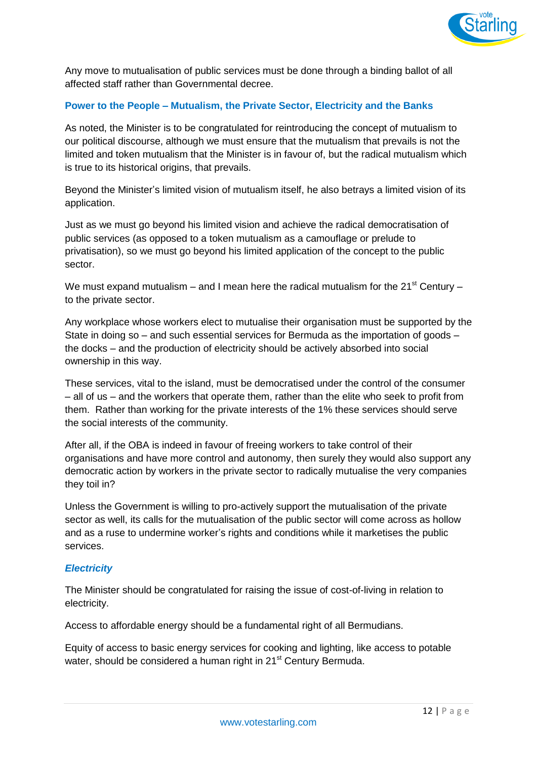Any move to mutualisation of public services must be done through a binding ballot of all affected staff rather than Governmental decree.

### Power to the People – Mutualism, the Private Sector, Electricity and the Banks

As noted, the Minister is to be congratulated for reintroducing the concept of mutualism to our political discourse, although we must ensure that the mutualism that prevails is not the limited and token mutualism that the Minister is in favour of, but the radical mutualism which is true to its historical origins, that prevails.

Beyond the Minister's limited vision of mutualism itself, he also betrays a limited vision of its application.

Just as we must go beyond his limited vision and achieve the radical democratisation of public services (as opposed to a token mutualism as a camouflage or prelude to privatisation), so we must go beyond his limited application of the concept to the public sector.

We must expand mutualism – and I mean here the radical mutualism for the 21st Century – to the private sector.

Any workplace whose workers elect to mutualise their organisation must be supported by the State in doing so – and such essential services for Bermuda as the importation of goods – the docks – and the production of electricity should be actively absorbed into social ownership in this way.

These services, vital to the island, must be democratised under the control of the consumer – all of us – and the workers that operate them, rather than the elite who seek to profit from them. Rather than working for the private interests of the 1% these services should serve the social interests of the community.

After all, if the OBA is indeed in favour of freeing workers to take control of their organisations and have more control and autonomy, then surely they would also support any democratic action by workers in the private sector to radically mutualise the very companies they toil in?

Unless the Government is willing to pro-actively support the mutualisation of the private sector as well, its calls for the mutualisation of the public sector will come across as hollow and as a ruse to undermine worker's rights and conditions while it marketises the public services.

#### *Electricity*

The Minister should be congratulated for raising the issue of cost-of-living in relation to electricity.

Access to affordable energy should be a fundamental right of all Bermudians.

Equity of access to basic energy services for cooking and lighting, like access to potable water, should be considered a human right in 21st Century Bermuda.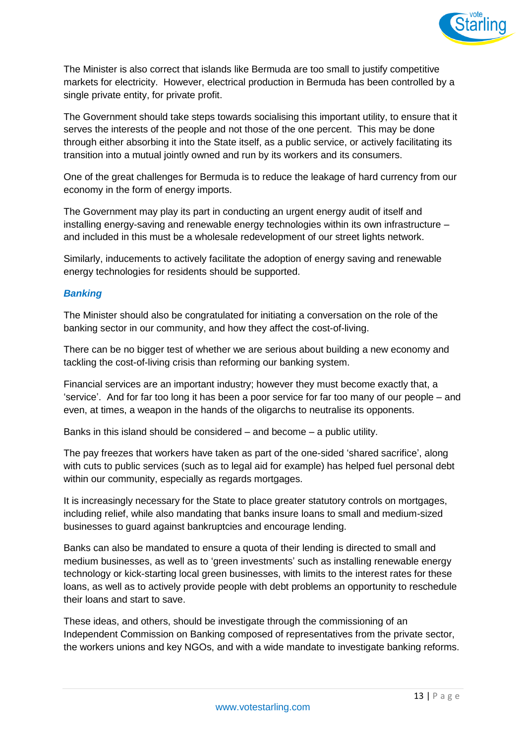The Minister is also correct that islands like Bermuda are too small to justify competitive markets for electricity. However, electrical production in Bermuda has been controlled by a single private entity, for private profit.

The Government should take steps towards socialising this important utility, to ensure that it serves the interests of the people and not those of the one percent. This may be done through either absorbing it into the State itself, as a public service, or actively facilitating its transition into a mutual jointly owned and run by its workers and its consumers.

One of the great challenges for Bermuda is to reduce the leakage of hard currency from our economy in the form of energy imports.

The Government may play its part in conducting an urgent energy audit of itself and installing energy-saving and renewable energy technologies within its own infrastructure – and included in this must be a wholesale redevelopment of our street lights network.

Similarly, inducements to actively facilitate the adoption of energy saving and renewable energy technologies for residents should be supported.

### *Banking*

The Minister should also be congratulated for initiating a conversation on the role of the banking sector in our community, and how they affect the cost-of-living.

There can be no bigger test of whether we are serious about building a new economy and tackling the cost-of-living crisis than reforming our banking system.

Financial services are an important industry; however they must become exactly that, a 'service'. And for far too long it has been a poor service for far too many of our people – and even, at times, a weapon in the hands of the oligarchs to neutralise its opponents.

Banks in this island should be considered – and become – a public utility.

The pay freezes that workers have taken as part of the one-sided 'shared sacrifice', along with cuts to public services (such as to legal aid for example) has helped fuel personal debt within our community, especially as regards mortgages.

It is increasingly necessary for the State to place greater statutory controls on mortgages, including relief, while also mandating that banks insure loans to small and medium-sized businesses to guard against bankruptcies and encourage lending.

Banks can also be mandated to ensure a quota of their lending is directed to small and medium businesses, as well as to 'green investments' such as installing renewable energy technology or kick-starting local green businesses, with limits to the interest rates for these loans, as well as to actively provide people with debt problems an opportunity to reschedule their loans and start to save.

These ideas, and others, should be investigate through the commissioning of an Independent Commission on Banking composed of representatives from the private sector, the workers unions and key NGOs, and with a wide mandate to investigate banking reforms.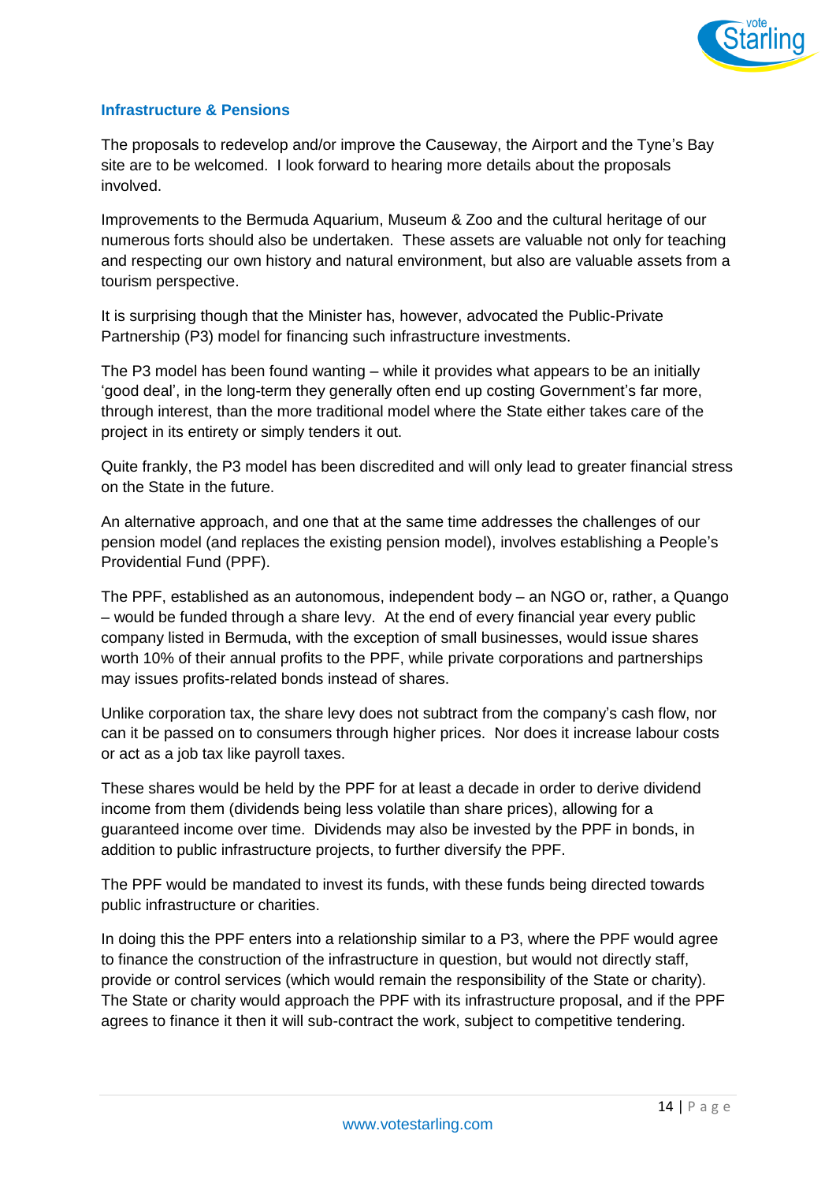## Infrastructure & Pensions

The proposals to redevelop and/or improve the Causeway, the Airport and the Tyne's Bay site are to be welcomed. I look forward to hearing more details about the proposals involved.

Improvements to the Bermuda Aquarium, Museum & Zoo and the cultural heritage of our numerous forts should also be undertaken. These assets are valuable not only for teaching and respecting our own history and natural environment, but also are valuable assets from a tourism perspective.

It is surprising though that the Minister has, however, advocated the Public-Private Partnership (P3) model for financing such infrastructure investments.

The P3 model has been found wanting – while it provides what appears to be an initially 'good deal', in the long-term they generally often end up costing Government's far more, through interest, than the more traditional model where the State either takes care of the project in its entirety or simply tenders it out.

Quite frankly, the P3 model has been discredited and will only lead to greater financial stress on the State in the future.

An alternative approach, and one that at the same time addresses the challenges of our pension model (and replaces the existing pension model), involves establishing a People's Providential Fund (PPF).

The PPF, established as an autonomous, independent body – an NGO or, rather, a Quango – would be funded through a share levy. At the end of every financial year every public company listed in Bermuda, with the exception of small businesses, would issue shares worth 10% of their annual profits to the PPF, while private corporations and partnerships may issues profits-related bonds instead of shares.

Unlike corporation tax, the share levy does not subtract from the company's cash flow, nor can it be passed on to consumers through higher prices. Nor does it increase labour costs or act as a job tax like payroll taxes.

These shares would be held by the PPF for at least a decade in order to derive dividend income from them (dividends being less volatile than share prices), allowing for a guaranteed income over time. Dividends may also be invested by the PPF in bonds, in addition to public infrastructure projects, to further diversify the PPF.

The PPF would be mandated to invest its funds, with these funds being directed towards public infrastructure or charities.

In doing this the PPF enters into a relationship similar to a P3, where the PPF would agree to finance the construction of the infrastructure in question, but would not directly staff, provide or control services (which would remain the responsibility of the State or charity). The State or charity would approach the PPF with its infrastructure proposal, and if the PPF agrees to finance it then it will sub-contract the work, subject to competitive tendering.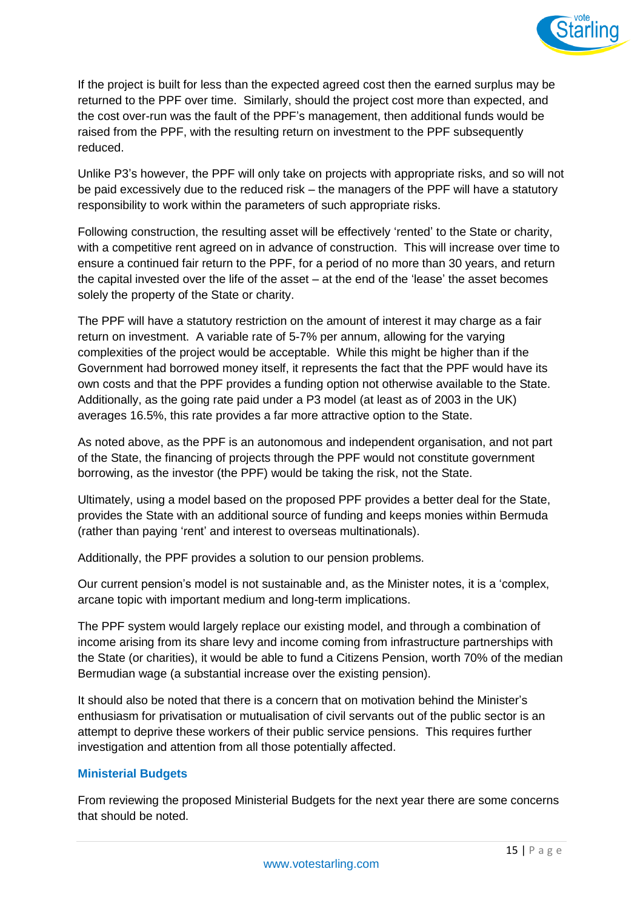If the project is built for less than the expected agreed cost then the earned surplus may be returned to the PPF over time. Similarly, should the project cost more than expected, and the cost over-run was the fault of the PPF's management, then additional funds would be raised from the PPF, with the resulting return on investment to the PPF subsequently reduced.

Unlike P3's however, the PPF will only take on projects with appropriate risks, and so will not be paid excessively due to the reduced risk – the managers of the PPF will have a statutory responsibility to work within the parameters of such appropriate risks.

Following construction, the resulting asset will be effectively 'rented' to the State or charity, with a competitive rent agreed on in advance of construction. This will increase over time to ensure a continued fair return to the PPF, for a period of no more than 30 years, and return the capital invested over the life of the asset – at the end of the 'lease' the asset becomes solely the property of the State or charity.

The PPF will have a statutory restriction on the amount of interest it may charge as a fair return on investment. A variable rate of 5-7% per annum, allowing for the varying complexities of the project would be acceptable. While this might be higher than if the Government had borrowed money itself, it represents the fact that the PPF would have its own costs and that the PPF provides a funding option not otherwise available to the State. Additionally, as the going rate paid under a P3 model (at least as of 2003 in the UK) averages 16.5%, this rate provides a far more attractive option to the State.

As noted above, as the PPF is an autonomous and independent organisation, and not part of the State, the financing of projects through the PPF would not constitute government borrowing, as the investor (the PPF) would be taking the risk, not the State.

Ultimately, using a model based on the proposed PPF provides a better deal for the State, provides the State with an additional source of funding and keeps monies within Bermuda (rather than paying 'rent' and interest to overseas multinationals).

Additionally, the PPF provides a solution to our pension problems.

Our current pension's model is not sustainable and, as the Minister notes, it is a 'complex, arcane topic with important medium and long-term implications.

The PPF system would largely replace our existing model, and through a combination of income arising from its share levy and income coming from infrastructure partnerships with the State (or charities), it would be able to fund a Citizens Pension, worth 70% of the median Bermudian wage (a substantial increase over the existing pension).

It should also be noted that there is a concern that on motivation behind the Minister's enthusiasm for privatisation or mutualisation of civil servants out of the public sector is an attempt to deprive these workers of their public service pensions. This requires further investigation and attention from all those potentially affected.

## Ministerial Budgets

From reviewing the proposed Ministerial Budgets for the next year there are some concerns that should be noted.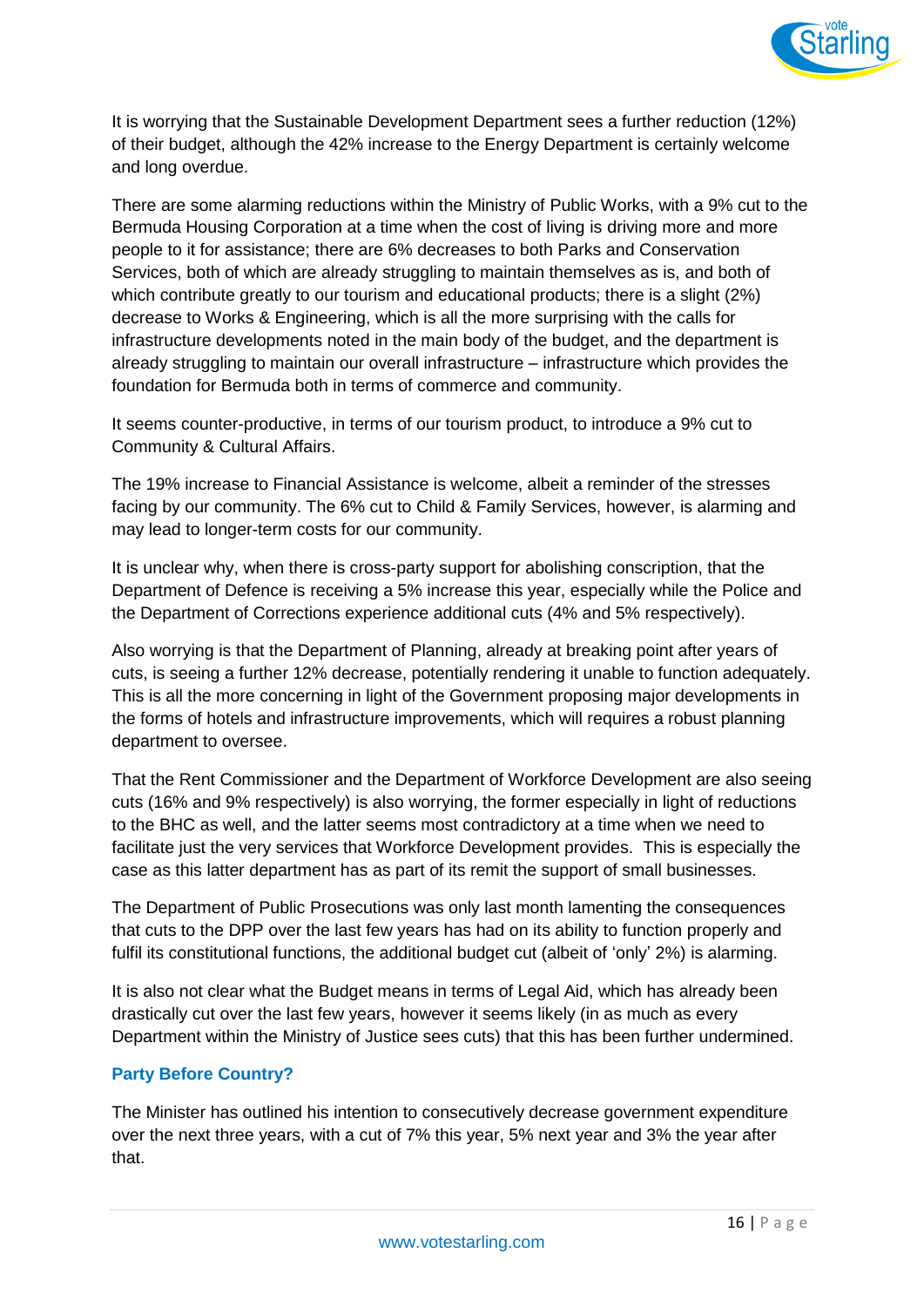It is worrying that the Sustainable Development Department sees a further reduction (12%) of their budget, although the 42% increase to the Energy Department is certainly welcome and long overdue.

There are some alarming reductions within the Ministry of Public Works, with a 9% cut to the Bermuda Housing Corporation at a time when the cost of living is driving more and more people to it for assistance; there are 6% decreases to both Parks and Conservation Services, both of which are already struggling to maintain themselves as is, and both of which contribute greatly to our tourism and educational products; there is a slight (2%) decrease to Works & Engineering, which is all the more surprising with the calls for infrastructure developments noted in the main body of the budget, and the department is already struggling to maintain our overall infrastructure – infrastructure which provides the foundation for Bermuda both in terms of commerce and community.

It seems counter-productive, in terms of our tourism product, to introduce a 9% cut to Community & Cultural Affairs.

The 19% increase to Financial Assistance is welcome, albeit a reminder of the stresses facing by our community. The 6% cut to Child & Family Services, however, is alarming and may lead to longer-term costs for our community.

It is unclear why, when there is cross-party support for abolishing conscription, that the Department of Defence is receiving a 5% increase this year, especially while the Police and the Department of Corrections experience additional cuts (4% and 5% respectively).

Also worrying is that the Department of Planning, already at breaking point after years of cuts, is seeing a further 12% decrease, potentially rendering it unable to function adequately. This is all the more concerning in light of the Government proposing major developments in the forms of hotels and infrastructure improvements, which will requires a robust planning department to oversee.

That the Rent Commissioner and the Department of Workforce Development are also seeing cuts (16% and 9% respectively) is also worrying, the former especially in light of reductions to the BHC as well, and the latter seems most contradictory at a time when we need to facilitate just the very services that Workforce Development provides. This is especially the case as this latter department has as part of its remit the support of small businesses.

The Department of Public Prosecutions was only last month lamenting the consequences that cuts to the DPP over the last few years has had on its ability to function properly and fulfil its constitutional functions, the additional budget cut (albeit of 'only' 2%) is alarming.

It is also not clear what the Budget means in terms of Legal Aid, which has already been drastically cut over the last few years, however it seems likely (in as much as every Department within the Ministry of Justice sees cuts) that this has been further undermined.

### Party Before Country?

The Minister has outlined his intention to consecutively decrease government expenditure over the next three years, with a cut of 7% this year, 5% next year and 3% the year after that.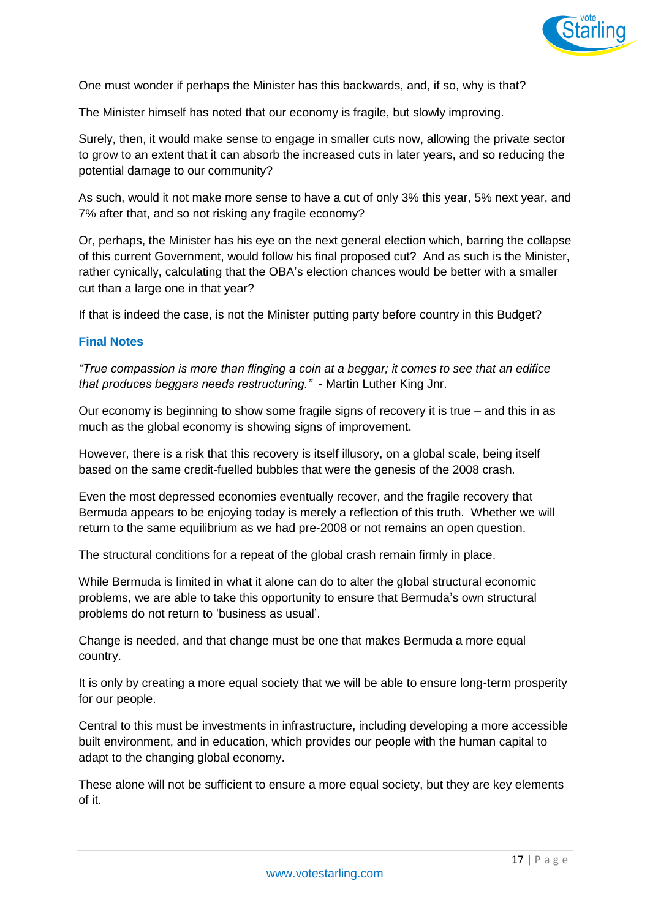One must wonder if perhaps the Minister has this backwards, and, if so, why is that?

The Minister himself has noted that our economy is fragile, but slowly improving.

Surely, then, it would make sense to engage in smaller cuts now, allowing the private sector to grow to an extent that it can absorb the increased cuts in later years, and so reducing the potential damage to our community?

As such, would it not make more sense to have a cut of only 3% this year, 5% next year, and 7% after that, and so not risking any fragile economy?

Or, perhaps, the Minister has his eye on the next general election which, barring the collapse of this current Government, would follow his final proposed cut? And as such is the Minister, rather cynically, calculating that the OBA's election chances would be better with a smaller cut than a large one in that year?

If that is indeed the case, is not the Minister putting party before country in this Budget?

### Final Notes

*"True compassion is more than flinging a coin at a beggar; it comes to see that an edifice that produces beggars needs restructuring."* - Martin Luther King Jnr.

Our economy is beginning to show some fragile signs of recovery it is true – and this in as much as the global economy is showing signs of improvement.

However, there is a risk that this recovery is itself illusory, on a global scale, being itself based on the same credit-fuelled bubbles that were the genesis of the 2008 crash.

Even the most depressed economies eventually recover, and the fragile recovery that Bermuda appears to be enjoying today is merely a reflection of this truth. Whether we will return to the same equilibrium as we had pre-2008 or not remains an open question.

The structural conditions for a repeat of the global crash remain firmly in place.

While Bermuda is limited in what it alone can do to alter the global structural economic problems, we are able to take this opportunity to ensure that Bermuda's own structural problems do not return to 'business as usual'.

Change is needed, and that change must be one that makes Bermuda a more equal country.

It is only by creating a more equal society that we will be able to ensure long-term prosperity for our people.

Central to this must be investments in infrastructure, including developing a more accessible built environment, and in education, which provides our people with the human capital to adapt to the changing global economy.

These alone will not be sufficient to ensure a more equal society, but they are key elements of it.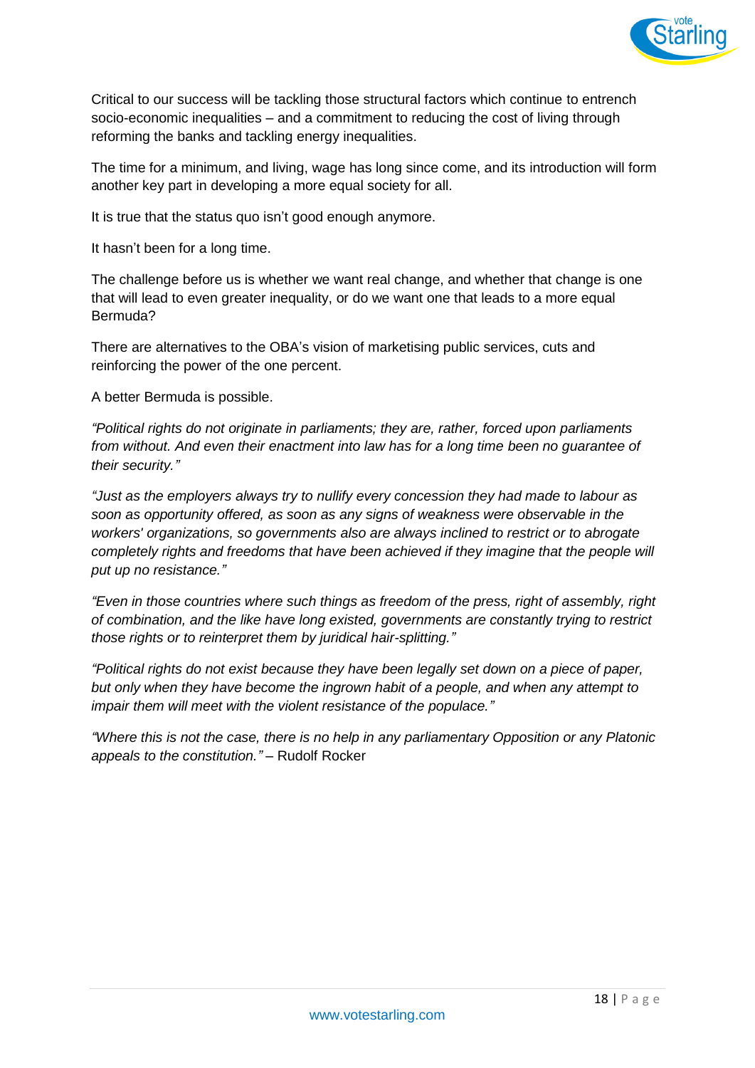Critical to our success will be tackling those structural factors which continue to entrench socio-economic inequalities – and a commitment to reducing the cost of living through reforming the banks and tackling energy inequalities.

The time for a minimum, and living, wage has long since come, and its introduction will form another key part in developing a more equal society for all.

It is true that the status quo isn't good enough anymore.

It hasn't been for a long time.

The challenge before us is whether we want real change, and whether that change is one that will lead to even greater inequality, or do we want one that leads to a more equal Bermuda?

There are alternatives to the OBA's vision of marketising public services, cuts and reinforcing the power of the one percent.

A better Bermuda is possible.

*"Political rights do not originate in parliaments; they are, rather, forced upon parliaments from without. And even their enactment into law has for a long time been no guarantee of their security."*

*"Just as the employers always try to nullify every concession they had made to labour as soon as opportunity offered, as soon as any signs of weakness were observable in the workers' organizations, so governments also are always inclined to restrict or to abrogate completely rights and freedoms that have been achieved if they imagine that the people will put up no resistance."*

*"Even in those countries where such things as freedom of the press, right of assembly, right of combination, and the like have long existed, governments are constantly trying to restrict those rights or to reinterpret them by juridical hair-splitting."*

*"Political rights do not exist because they have been legally set down on a piece of paper, but only when they have become the ingrown habit of a people, and when any attempt to impair them will meet with the violent resistance of the populace."*

*"Where this is not the case, there is no help in any parliamentary Opposition or any Platonic appeals to the constitution."* – Rudolf Rocker